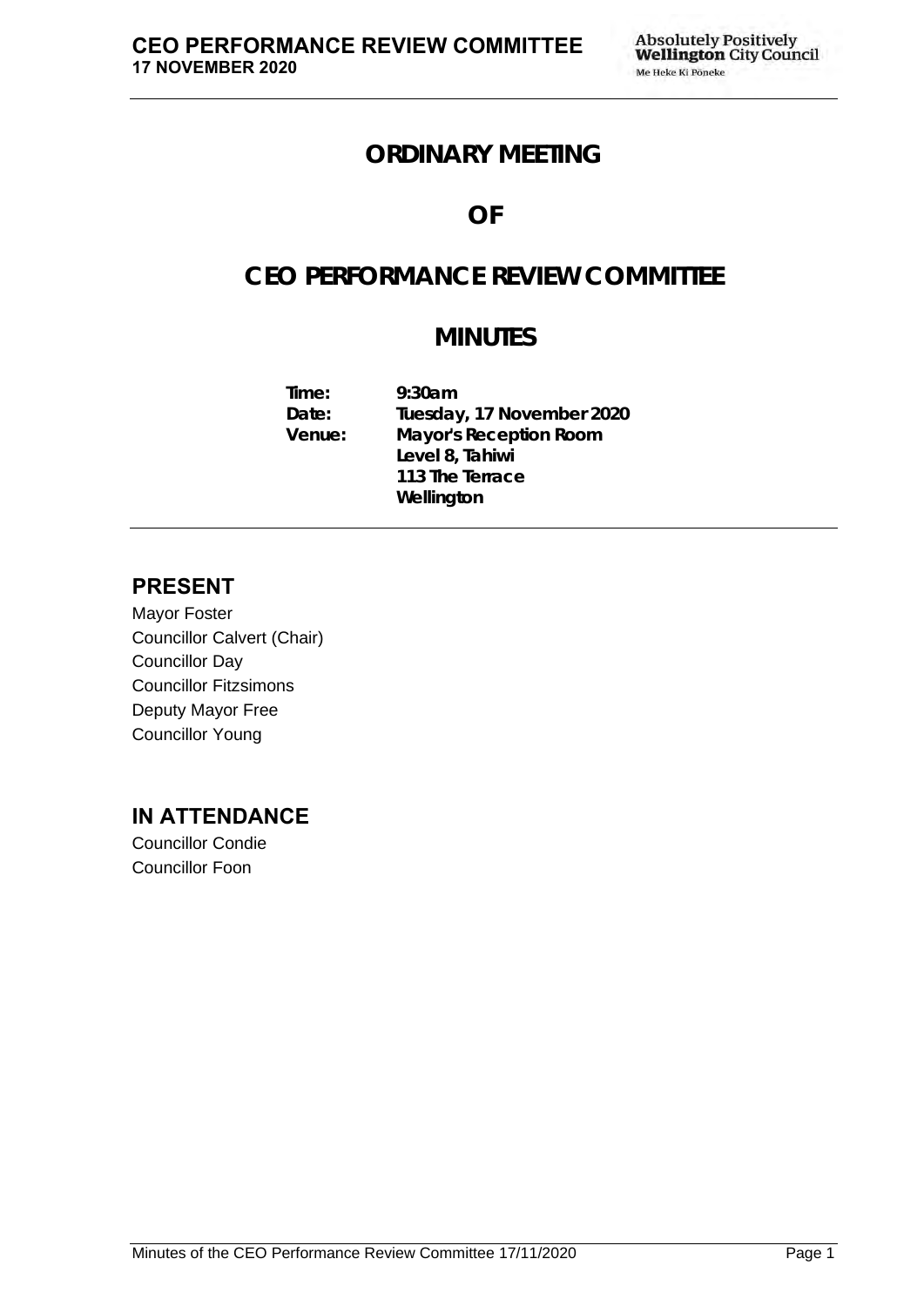# ORDINARY MEETING

# OF

# CEO PERFORMANCE REVIEW COMMITTEE

# MINUTES

| | |
|---|---|
| **Time:** | **9:30am** |
| **Date:** | **Tuesday, 17 November 2020** |
| **Venue:** | **Mayor's Reception Room** |
| | **Level 8, Tahiwi** |
| | **113 The Terrace** |
| | **Wellington** |

## PRESENT

Mayor Foster
Councillor Calvert (Chair)
Councillor Day
Councillor Fitzsimons
Deputy Mayor Free
Councillor Young

## IN ATTENDANCE

Councillor Condie
Councillor Foon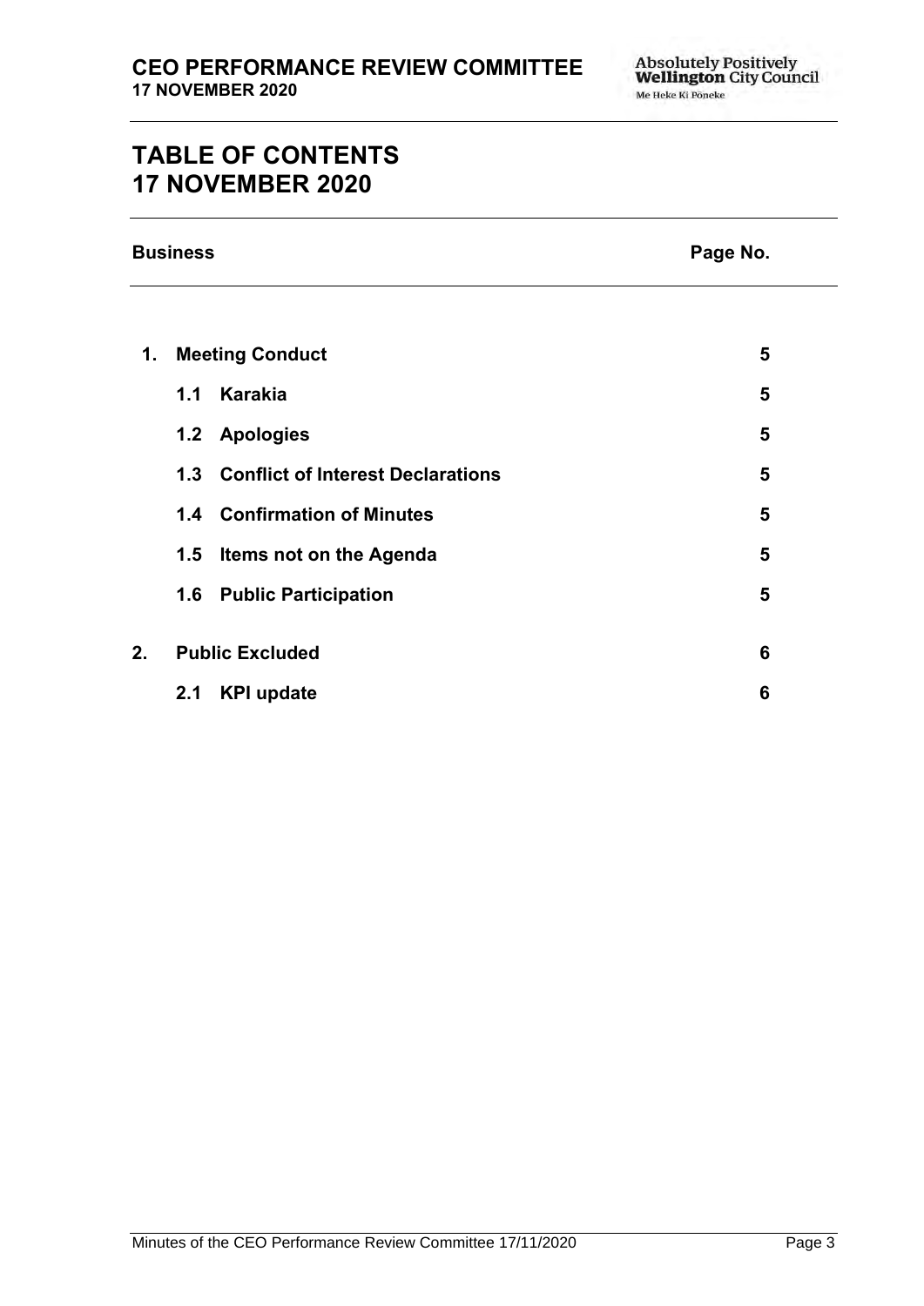# TABLE OF CONTENTS
# 17 NOVEMBER 2020

| Business | Page No. |
| --- | --- |
| **1. Meeting Conduct** | **5** |
| **1.1 Karakia** | **5** |
| **1.2 Apologies** | **5** |
| **1.3 Conflict of Interest Declarations** | **5** |
| **1.4 Confirmation of Minutes** | **5** |
| **1.5 Items not on the Agenda** | **5** |
| **1.6 Public Participation** | **5** |
| **2. Public Excluded** | **6** |
| **2.1 KPI update** | **6** |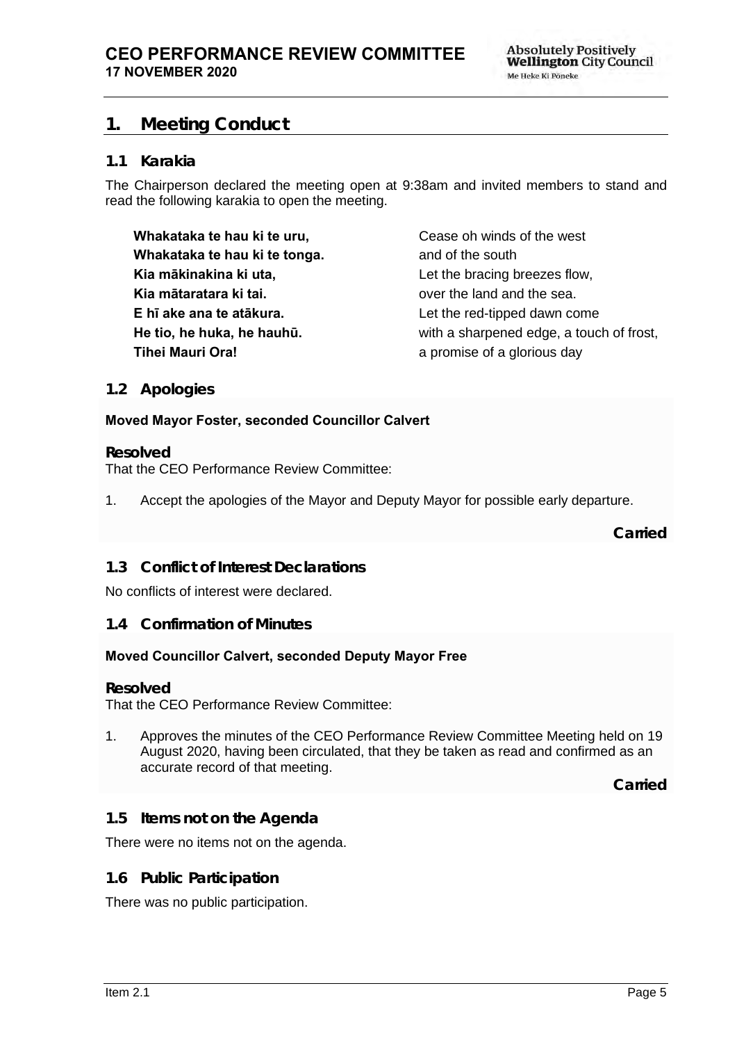## 1. Meeting Conduct

### 1.1 Karakia

The Chairperson declared the meeting open at 9:38am and invited members to stand and read the following karakia to open the meeting.

| | |
|---|---|
| **Whakataka te hau ki te uru,** | Cease oh winds of the west |
| **Whakataka te hau ki te tonga.** | and of the south |
| **Kia mākinakina ki uta,** | Let the bracing breezes flow, |
| **Kia mātaratara ki tai.** | over the land and the sea. |
| **E hī ake ana te atākura.** | Let the red-tipped dawn come |
| **He tio, he huka, he hauhū.** | with a sharpened edge, a touch of frost, |
| **Tihei Mauri Ora!** | a promise of a glorious day |

### 1.2 Apologies

**Moved Mayor Foster, seconded Councillor Calvert**

**Resolved**

That the CEO Performance Review Committee:

1. Accept the apologies of the Mayor and Deputy Mayor for possible early departure.

**Carried**

### 1.3 Conflict of Interest Declarations

No conflicts of interest were declared.

### 1.4 Confirmation of Minutes

**Moved Councillor Calvert, seconded Deputy Mayor Free**

**Resolved**

That the CEO Performance Review Committee:

1. Approves the minutes of the CEO Performance Review Committee Meeting held on 19 August 2020, having been circulated, that they be taken as read and confirmed as an accurate record of that meeting.

**Carried**

### 1.5 Items not on the Agenda

There were no items not on the agenda.

### 1.6 Public Participation

There was no public participation.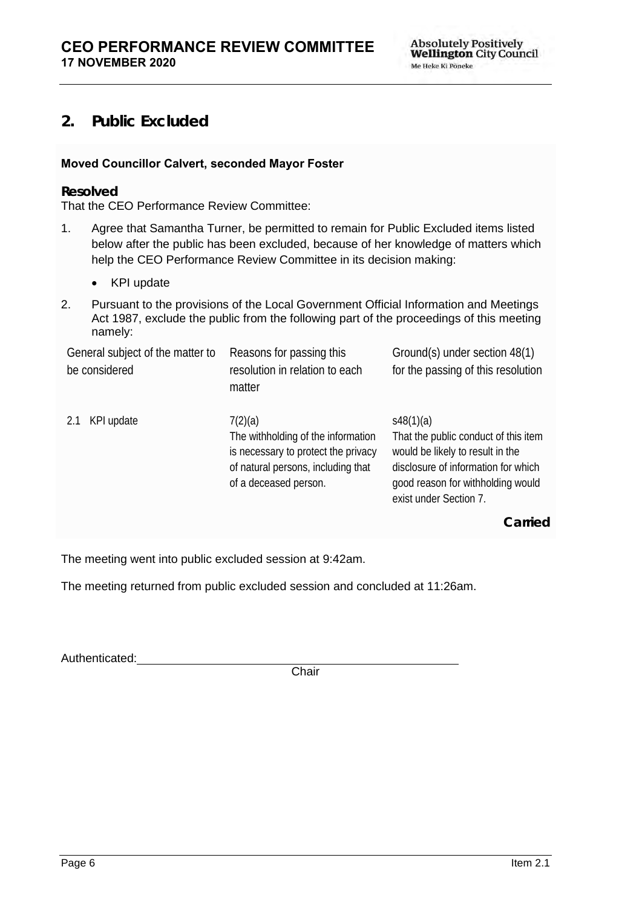## 2. Public Excluded

**Moved Councillor Calvert, seconded Mayor Foster**

**Resolved**

That the CEO Performance Review Committee:

1. Agree that Samantha Turner, be permitted to remain for Public Excluded items listed below after the public has been excluded, because of her knowledge of matters which help the CEO Performance Review Committee in its decision making:

   - KPI update

2. Pursuant to the provisions of the Local Government Official Information and Meetings Act 1987, exclude the public from the following part of the proceedings of this meeting namely:

| General subject of the matter to be considered | Reasons for passing this resolution in relation to each matter | Ground(s) under section 48(1) for the passing of this resolution |
| --- | --- | --- |
| 2.1 KPI update | 7(2)(a) The withholding of the information is necessary to protect the privacy of natural persons, including that of a deceased person. | s48(1)(a) That the public conduct of this item would be likely to result in the disclosure of information for which good reason for withholding would exist under Section 7. |

**Carried**

The meeting went into public excluded session at 9:42am.

The meeting returned from public excluded session and concluded at 11:26am.

Authenticated: ______________________________
Chair